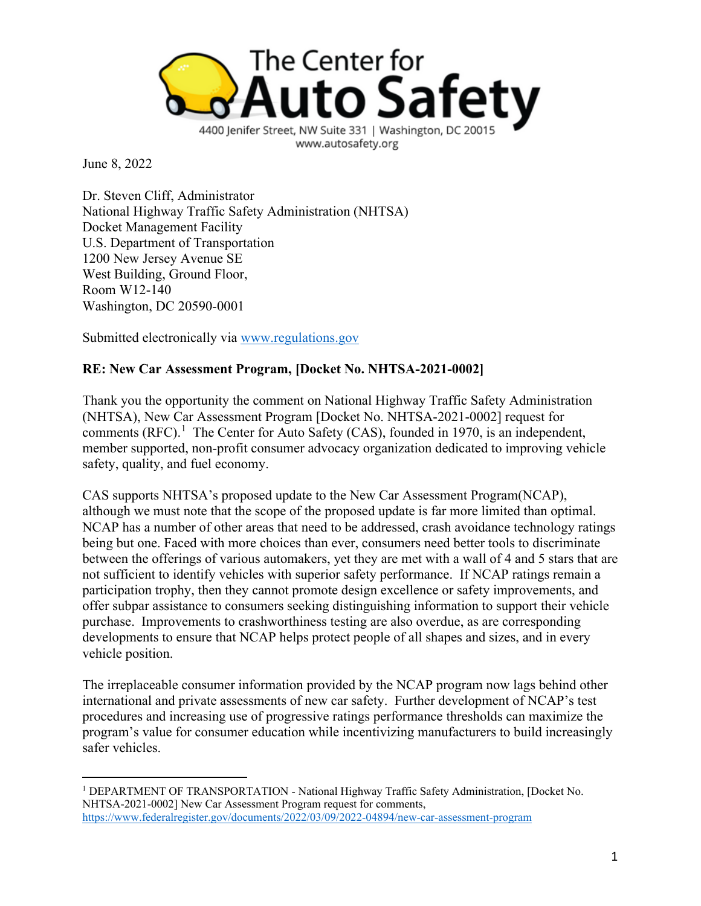# The Center for Auto Safety

4400 Jenifer Street, NW Suite 331 | Washington, DC 20015
www.autosafety.org

June 8, 2022

Dr. Steven Cliff, Administrator
National Highway Traffic Safety Administration (NHTSA)
Docket Management Facility
U.S. Department of Transportation
1200 New Jersey Avenue SE
West Building, Ground Floor,
Room W12-140
Washington, DC 20590-0001

Submitted electronically via www.regulations.gov

**RE: New Car Assessment Program, [Docket No. NHTSA-2021-0002]**

Thank you the opportunity the comment on National Highway Traffic Safety Administration (NHTSA), New Car Assessment Program [Docket No. NHTSA-2021-0002] request for comments (RFC).[1] The Center for Auto Safety (CAS), founded in 1970, is an independent, member supported, non-profit consumer advocacy organization dedicated to improving vehicle safety, quality, and fuel economy.

CAS supports NHTSA's proposed update to the New Car Assessment Program(NCAP), although we must note that the scope of the proposed update is far more limited than optimal. NCAP has a number of other areas that need to be addressed, crash avoidance technology ratings being but one. Faced with more choices than ever, consumers need better tools to discriminate between the offerings of various automakers, yet they are met with a wall of 4 and 5 stars that are not sufficient to identify vehicles with superior safety performance. If NCAP ratings remain a participation trophy, then they cannot promote design excellence or safety improvements, and offer subpar assistance to consumers seeking distinguishing information to support their vehicle purchase. Improvements to crashworthiness testing are also overdue, as are corresponding developments to ensure that NCAP helps protect people of all shapes and sizes, and in every vehicle position.

The irreplaceable consumer information provided by the NCAP program now lags behind other international and private assessments of new car safety. Further development of NCAP's test procedures and increasing use of progressive ratings performance thresholds can maximize the program's value for consumer education while incentivizing manufacturers to build increasingly safer vehicles.

[1] DEPARTMENT OF TRANSPORTATION - National Highway Traffic Safety Administration, [Docket No. NHTSA-2021-0002] New Car Assessment Program request for comments, https://www.federalregister.gov/documents/2022/03/09/2022-04894/new-car-assessment-program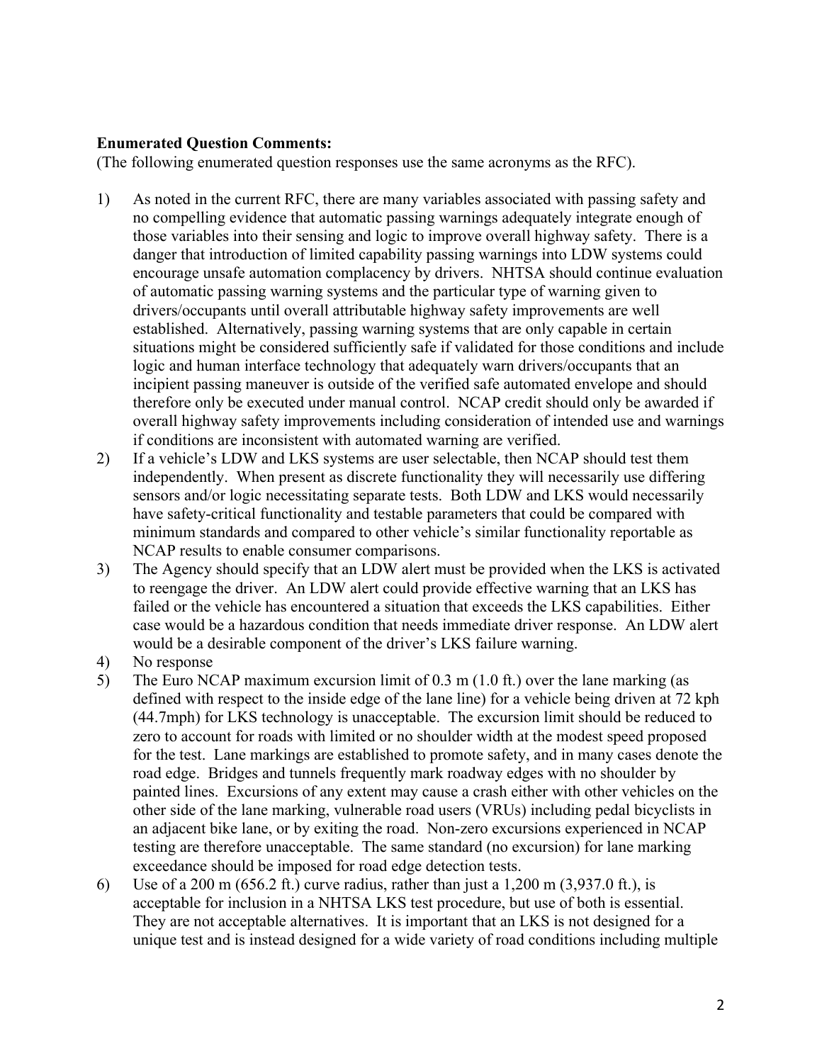**Enumerated Question Comments:**

(The following enumerated question responses use the same acronyms as the RFC).

1) As noted in the current RFC, there are many variables associated with passing safety and no compelling evidence that automatic passing warnings adequately integrate enough of those variables into their sensing and logic to improve overall highway safety. There is a danger that introduction of limited capability passing warnings into LDW systems could encourage unsafe automation complacency by drivers. NHTSA should continue evaluation of automatic passing warning systems and the particular type of warning given to drivers/occupants until overall attributable highway safety improvements are well established. Alternatively, passing warning systems that are only capable in certain situations might be considered sufficiently safe if validated for those conditions and include logic and human interface technology that adequately warn drivers/occupants that an incipient passing maneuver is outside of the verified safe automated envelope and should therefore only be executed under manual control. NCAP credit should only be awarded if overall highway safety improvements including consideration of intended use and warnings if conditions are inconsistent with automated warning are verified.
2) If a vehicle's LDW and LKS systems are user selectable, then NCAP should test them independently. When present as discrete functionality they will necessarily use differing sensors and/or logic necessitating separate tests. Both LDW and LKS would necessarily have safety-critical functionality and testable parameters that could be compared with minimum standards and compared to other vehicle's similar functionality reportable as NCAP results to enable consumer comparisons.
3) The Agency should specify that an LDW alert must be provided when the LKS is activated to reengage the driver. An LDW alert could provide effective warning that an LKS has failed or the vehicle has encountered a situation that exceeds the LKS capabilities. Either case would be a hazardous condition that needs immediate driver response. An LDW alert would be a desirable component of the driver's LKS failure warning.
4) No response
5) The Euro NCAP maximum excursion limit of 0.3 m (1.0 ft.) over the lane marking (as defined with respect to the inside edge of the lane line) for a vehicle being driven at 72 kph (44.7mph) for LKS technology is unacceptable. The excursion limit should be reduced to zero to account for roads with limited or no shoulder width at the modest speed proposed for the test. Lane markings are established to promote safety, and in many cases denote the road edge. Bridges and tunnels frequently mark roadway edges with no shoulder by painted lines. Excursions of any extent may cause a crash either with other vehicles on the other side of the lane marking, vulnerable road users (VRUs) including pedal bicyclists in an adjacent bike lane, or by exiting the road. Non-zero excursions experienced in NCAP testing are therefore unacceptable. The same standard (no excursion) for lane marking exceedance should be imposed for road edge detection tests.
6) Use of a 200 m (656.2 ft.) curve radius, rather than just a 1,200 m (3,937.0 ft.), is acceptable for inclusion in a NHTSA LKS test procedure, but use of both is essential. They are not acceptable alternatives. It is important that an LKS is not designed for a unique test and is instead designed for a wide variety of road conditions including multiple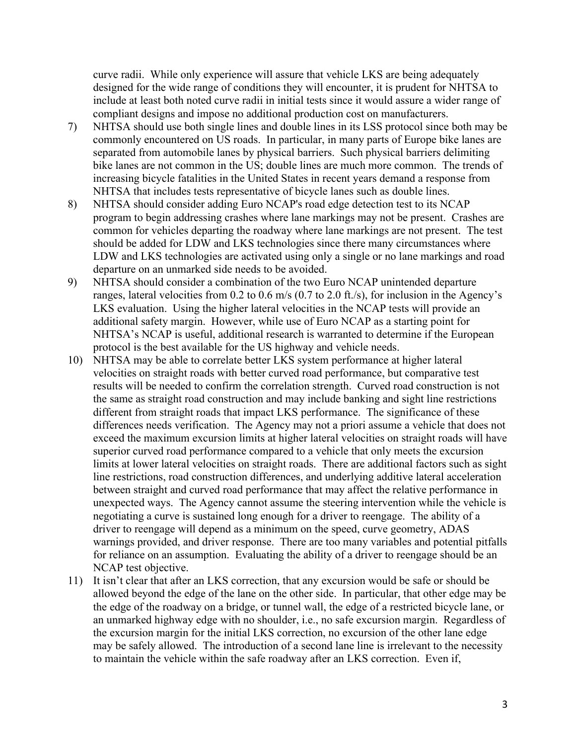curve radii. While only experience will assure that vehicle LKS are being adequately designed for the wide range of conditions they will encounter, it is prudent for NHTSA to include at least both noted curve radii in initial tests since it would assure a wider range of compliant designs and impose no additional production cost on manufacturers.

7) NHTSA should use both single lines and double lines in its LSS protocol since both may be commonly encountered on US roads. In particular, in many parts of Europe bike lanes are separated from automobile lanes by physical barriers. Such physical barriers delimiting bike lanes are not common in the US; double lines are much more common. The trends of increasing bicycle fatalities in the United States in recent years demand a response from NHTSA that includes tests representative of bicycle lanes such as double lines.
8) NHTSA should consider adding Euro NCAP's road edge detection test to its NCAP program to begin addressing crashes where lane markings may not be present. Crashes are common for vehicles departing the roadway where lane markings are not present. The test should be added for LDW and LKS technologies since there many circumstances where LDW and LKS technologies are activated using only a single or no lane markings and road departure on an unmarked side needs to be avoided.
9) NHTSA should consider a combination of the two Euro NCAP unintended departure ranges, lateral velocities from 0.2 to 0.6 m/s (0.7 to 2.0 ft./s), for inclusion in the Agency's LKS evaluation. Using the higher lateral velocities in the NCAP tests will provide an additional safety margin. However, while use of Euro NCAP as a starting point for NHTSA's NCAP is useful, additional research is warranted to determine if the European protocol is the best available for the US highway and vehicle needs.
10) NHTSA may be able to correlate better LKS system performance at higher lateral velocities on straight roads with better curved road performance, but comparative test results will be needed to confirm the correlation strength. Curved road construction is not the same as straight road construction and may include banking and sight line restrictions different from straight roads that impact LKS performance. The significance of these differences needs verification. The Agency may not a priori assume a vehicle that does not exceed the maximum excursion limits at higher lateral velocities on straight roads will have superior curved road performance compared to a vehicle that only meets the excursion limits at lower lateral velocities on straight roads. There are additional factors such as sight line restrictions, road construction differences, and underlying additive lateral acceleration between straight and curved road performance that may affect the relative performance in unexpected ways. The Agency cannot assume the steering intervention while the vehicle is negotiating a curve is sustained long enough for a driver to reengage. The ability of a driver to reengage will depend as a minimum on the speed, curve geometry, ADAS warnings provided, and driver response. There are too many variables and potential pitfalls for reliance on an assumption. Evaluating the ability of a driver to reengage should be an NCAP test objective.
11) It isn't clear that after an LKS correction, that any excursion would be safe or should be allowed beyond the edge of the lane on the other side. In particular, that other edge may be the edge of the roadway on a bridge, or tunnel wall, the edge of a restricted bicycle lane, or an unmarked highway edge with no shoulder, i.e., no safe excursion margin. Regardless of the excursion margin for the initial LKS correction, no excursion of the other lane edge may be safely allowed. The introduction of a second lane line is irrelevant to the necessity to maintain the vehicle within the safe roadway after an LKS correction. Even if,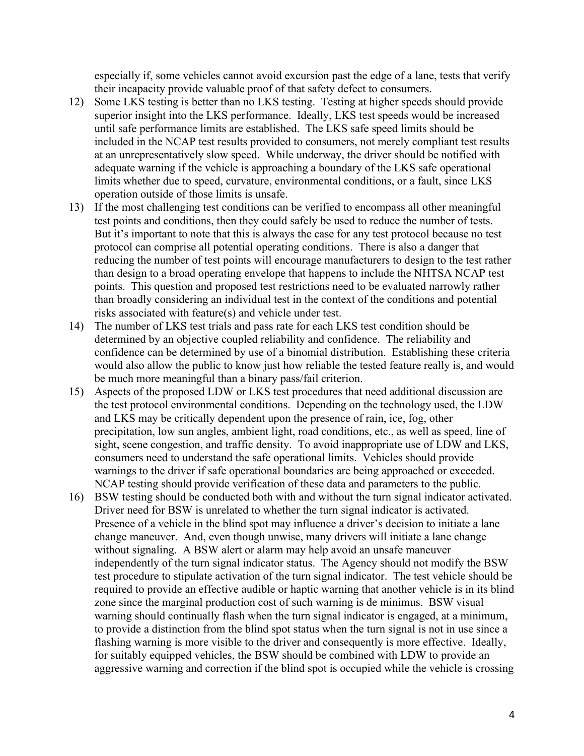especially if, some vehicles cannot avoid excursion past the edge of a lane, tests that verify their incapacity provide valuable proof of that safety defect to consumers.

12) Some LKS testing is better than no LKS testing. Testing at higher speeds should provide superior insight into the LKS performance. Ideally, LKS test speeds would be increased until safe performance limits are established. The LKS safe speed limits should be included in the NCAP test results provided to consumers, not merely compliant test results at an unrepresentatively slow speed. While underway, the driver should be notified with adequate warning if the vehicle is approaching a boundary of the LKS safe operational limits whether due to speed, curvature, environmental conditions, or a fault, since LKS operation outside of those limits is unsafe.
13) If the most challenging test conditions can be verified to encompass all other meaningful test points and conditions, then they could safely be used to reduce the number of tests. But it's important to note that this is always the case for any test protocol because no test protocol can comprise all potential operating conditions. There is also a danger that reducing the number of test points will encourage manufacturers to design to the test rather than design to a broad operating envelope that happens to include the NHTSA NCAP test points. This question and proposed test restrictions need to be evaluated narrowly rather than broadly considering an individual test in the context of the conditions and potential risks associated with feature(s) and vehicle under test.
14) The number of LKS test trials and pass rate for each LKS test condition should be determined by an objective coupled reliability and confidence. The reliability and confidence can be determined by use of a binomial distribution. Establishing these criteria would also allow the public to know just how reliable the tested feature really is, and would be much more meaningful than a binary pass/fail criterion.
15) Aspects of the proposed LDW or LKS test procedures that need additional discussion are the test protocol environmental conditions. Depending on the technology used, the LDW and LKS may be critically dependent upon the presence of rain, ice, fog, other precipitation, low sun angles, ambient light, road conditions, etc., as well as speed, line of sight, scene congestion, and traffic density. To avoid inappropriate use of LDW and LKS, consumers need to understand the safe operational limits. Vehicles should provide warnings to the driver if safe operational boundaries are being approached or exceeded. NCAP testing should provide verification of these data and parameters to the public.
16) BSW testing should be conducted both with and without the turn signal indicator activated. Driver need for BSW is unrelated to whether the turn signal indicator is activated. Presence of a vehicle in the blind spot may influence a driver's decision to initiate a lane change maneuver. And, even though unwise, many drivers will initiate a lane change without signaling. A BSW alert or alarm may help avoid an unsafe maneuver independently of the turn signal indicator status. The Agency should not modify the BSW test procedure to stipulate activation of the turn signal indicator. The test vehicle should be required to provide an effective audible or haptic warning that another vehicle is in its blind zone since the marginal production cost of such warning is de minimus. BSW visual warning should continually flash when the turn signal indicator is engaged, at a minimum, to provide a distinction from the blind spot status when the turn signal is not in use since a flashing warning is more visible to the driver and consequently is more effective. Ideally, for suitably equipped vehicles, the BSW should be combined with LDW to provide an aggressive warning and correction if the blind spot is occupied while the vehicle is crossing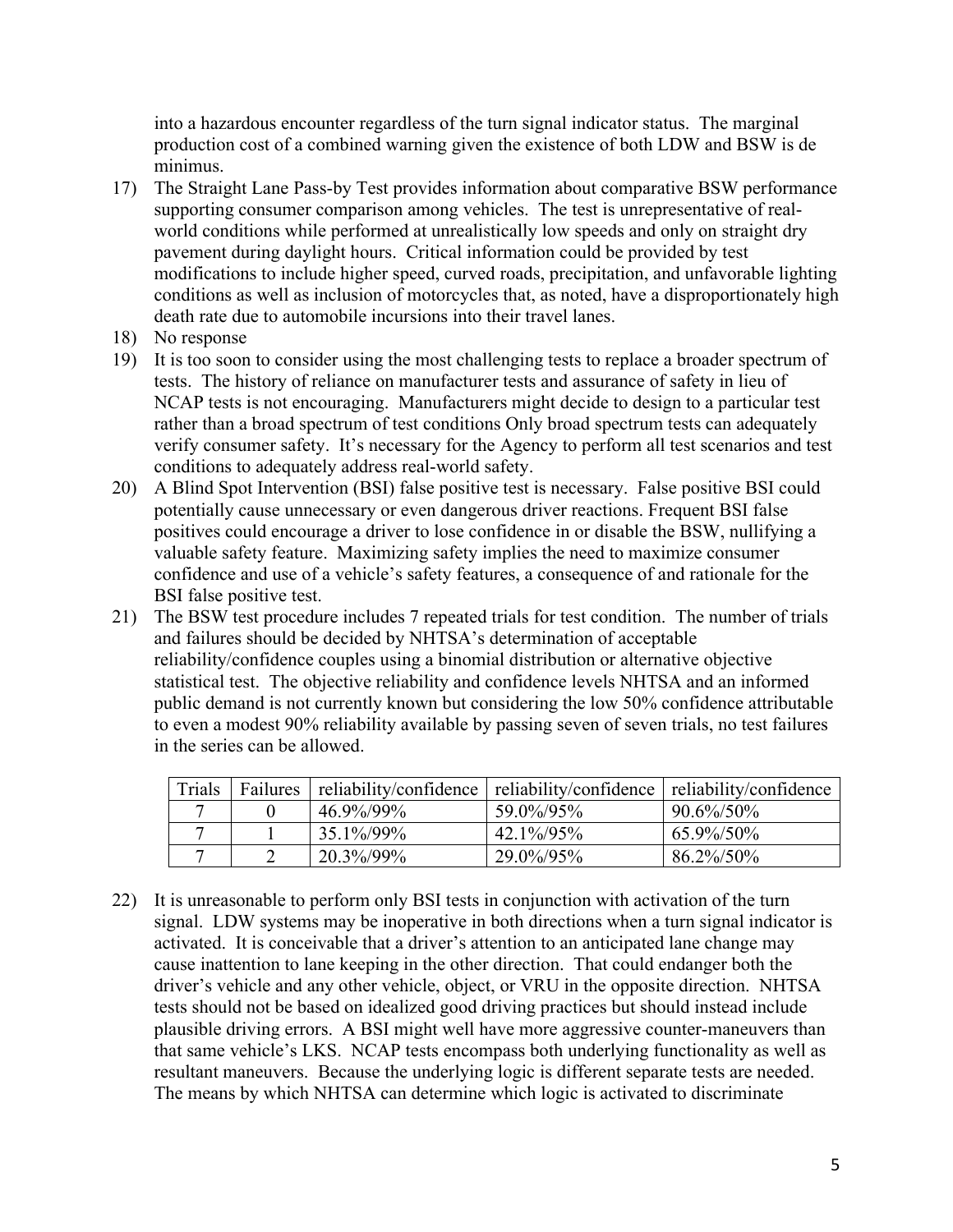into a hazardous encounter regardless of the turn signal indicator status. The marginal production cost of a combined warning given the existence of both LDW and BSW is de minimus.

17) The Straight Lane Pass-by Test provides information about comparative BSW performance supporting consumer comparison among vehicles. The test is unrepresentative of real-world conditions while performed at unrealistically low speeds and only on straight dry pavement during daylight hours. Critical information could be provided by test modifications to include higher speed, curved roads, precipitation, and unfavorable lighting conditions as well as inclusion of motorcycles that, as noted, have a disproportionately high death rate due to automobile incursions into their travel lanes.
18) No response
19) It is too soon to consider using the most challenging tests to replace a broader spectrum of tests. The history of reliance on manufacturer tests and assurance of safety in lieu of NCAP tests is not encouraging. Manufacturers might decide to design to a particular test rather than a broad spectrum of test conditions Only broad spectrum tests can adequately verify consumer safety. It's necessary for the Agency to perform all test scenarios and test conditions to adequately address real-world safety.
20) A Blind Spot Intervention (BSI) false positive test is necessary. False positive BSI could potentially cause unnecessary or even dangerous driver reactions. Frequent BSI false positives could encourage a driver to lose confidence in or disable the BSW, nullifying a valuable safety feature. Maximizing safety implies the need to maximize consumer confidence and use of a vehicle's safety features, a consequence of and rationale for the BSI false positive test.
21) The BSW test procedure includes 7 repeated trials for test condition. The number of trials and failures should be decided by NHTSA's determination of acceptable reliability/confidence couples using a binomial distribution or alternative objective statistical test. The objective reliability and confidence levels NHTSA and an informed public demand is not currently known but considering the low 50% confidence attributable to even a modest 90% reliability available by passing seven of seven trials, no test failures in the series can be allowed.

| Trials | Failures | reliability/confidence | reliability/confidence | reliability/confidence |
|---|---|---|---|---|
| 7 | 0 | 46.9%/99% | 59.0%/95% | 90.6%/50% |
| 7 | 1 | 35.1%/99% | 42.1%/95% | 65.9%/50% |
| 7 | 2 | 20.3%/99% | 29.0%/95% | 86.2%/50% |

22) It is unreasonable to perform only BSI tests in conjunction with activation of the turn signal. LDW systems may be inoperative in both directions when a turn signal indicator is activated. It is conceivable that a driver's attention to an anticipated lane change may cause inattention to lane keeping in the other direction. That could endanger both the driver's vehicle and any other vehicle, object, or VRU in the opposite direction. NHTSA tests should not be based on idealized good driving practices but should instead include plausible driving errors. A BSI might well have more aggressive counter-maneuvers than that same vehicle's LKS. NCAP tests encompass both underlying functionality as well as resultant maneuvers. Because the underlying logic is different separate tests are needed. The means by which NHTSA can determine which logic is activated to discriminate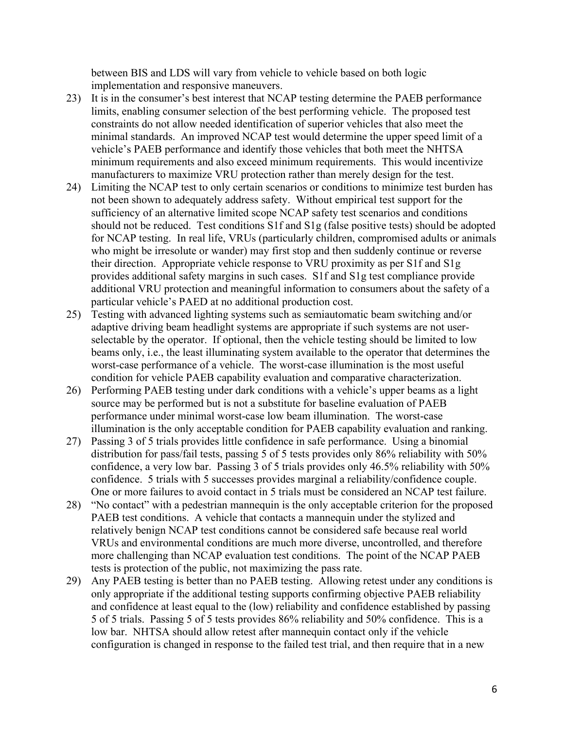between BIS and LDS will vary from vehicle to vehicle based on both logic implementation and responsive maneuvers.

23) It is in the consumer's best interest that NCAP testing determine the PAEB performance limits, enabling consumer selection of the best performing vehicle. The proposed test constraints do not allow needed identification of superior vehicles that also meet the minimal standards. An improved NCAP test would determine the upper speed limit of a vehicle's PAEB performance and identify those vehicles that both meet the NHTSA minimum requirements and also exceed minimum requirements. This would incentivize manufacturers to maximize VRU protection rather than merely design for the test.
24) Limiting the NCAP test to only certain scenarios or conditions to minimize test burden has not been shown to adequately address safety. Without empirical test support for the sufficiency of an alternative limited scope NCAP safety test scenarios and conditions should not be reduced. Test conditions S1f and S1g (false positive tests) should be adopted for NCAP testing. In real life, VRUs (particularly children, compromised adults or animals who might be irresolute or wander) may first stop and then suddenly continue or reverse their direction. Appropriate vehicle response to VRU proximity as per S1f and S1g provides additional safety margins in such cases. S1f and S1g test compliance provide additional VRU protection and meaningful information to consumers about the safety of a particular vehicle's PAED at no additional production cost.
25) Testing with advanced lighting systems such as semiautomatic beam switching and/or adaptive driving beam headlight systems are appropriate if such systems are not user-selectable by the operator. If optional, then the vehicle testing should be limited to low beams only, i.e., the least illuminating system available to the operator that determines the worst-case performance of a vehicle. The worst-case illumination is the most useful condition for vehicle PAEB capability evaluation and comparative characterization.
26) Performing PAEB testing under dark conditions with a vehicle's upper beams as a light source may be performed but is not a substitute for baseline evaluation of PAEB performance under minimal worst-case low beam illumination. The worst-case illumination is the only acceptable condition for PAEB capability evaluation and ranking.
27) Passing 3 of 5 trials provides little confidence in safe performance. Using a binomial distribution for pass/fail tests, passing 5 of 5 tests provides only 86% reliability with 50% confidence, a very low bar. Passing 3 of 5 trials provides only 46.5% reliability with 50% confidence. 5 trials with 5 successes provides marginal a reliability/confidence couple. One or more failures to avoid contact in 5 trials must be considered an NCAP test failure.
28) "No contact" with a pedestrian mannequin is the only acceptable criterion for the proposed PAEB test conditions. A vehicle that contacts a mannequin under the stylized and relatively benign NCAP test conditions cannot be considered safe because real world VRUs and environmental conditions are much more diverse, uncontrolled, and therefore more challenging than NCAP evaluation test conditions. The point of the NCAP PAEB tests is protection of the public, not maximizing the pass rate.
29) Any PAEB testing is better than no PAEB testing. Allowing retest under any conditions is only appropriate if the additional testing supports confirming objective PAEB reliability and confidence at least equal to the (low) reliability and confidence established by passing 5 of 5 trials. Passing 5 of 5 tests provides 86% reliability and 50% confidence. This is a low bar. NHTSA should allow retest after mannequin contact only if the vehicle configuration is changed in response to the failed test trial, and then require that in a new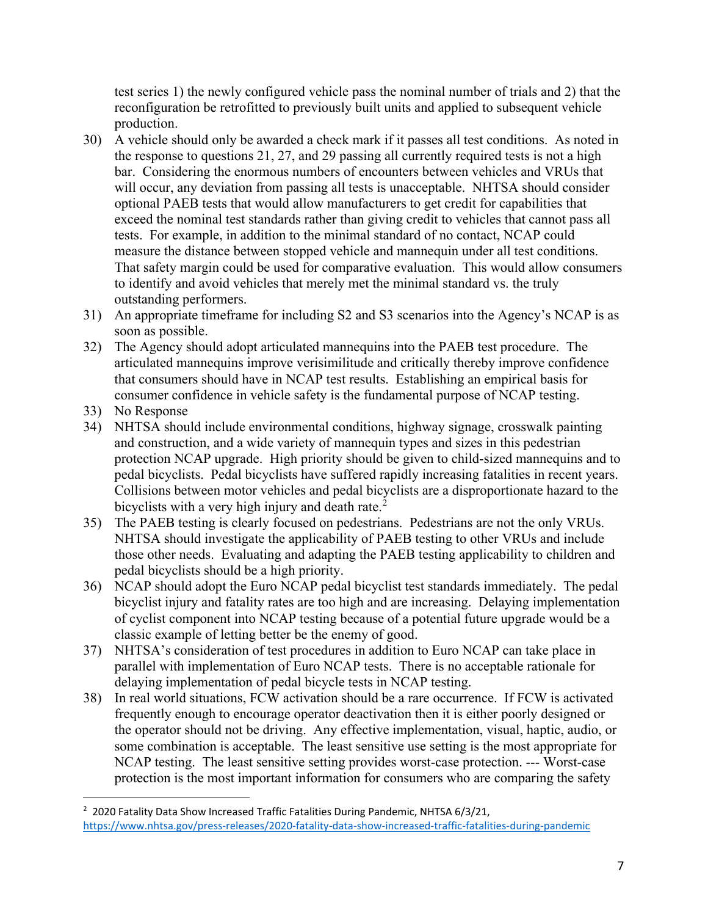test series 1) the newly configured vehicle pass the nominal number of trials and 2) that the reconfiguration be retrofitted to previously built units and applied to subsequent vehicle production.

30) A vehicle should only be awarded a check mark if it passes all test conditions. As noted in the response to questions 21, 27, and 29 passing all currently required tests is not a high bar. Considering the enormous numbers of encounters between vehicles and VRUs that will occur, any deviation from passing all tests is unacceptable. NHTSA should consider optional PAEB tests that would allow manufacturers to get credit for capabilities that exceed the nominal test standards rather than giving credit to vehicles that cannot pass all tests. For example, in addition to the minimal standard of no contact, NCAP could measure the distance between stopped vehicle and mannequin under all test conditions. That safety margin could be used for comparative evaluation. This would allow consumers to identify and avoid vehicles that merely met the minimal standard vs. the truly outstanding performers.
31) An appropriate timeframe for including S2 and S3 scenarios into the Agency's NCAP is as soon as possible.
32) The Agency should adopt articulated mannequins into the PAEB test procedure. The articulated mannequins improve verisimilitude and critically thereby improve confidence that consumers should have in NCAP test results. Establishing an empirical basis for consumer confidence in vehicle safety is the fundamental purpose of NCAP testing.
33) No Response
34) NHTSA should include environmental conditions, highway signage, crosswalk painting and construction, and a wide variety of mannequin types and sizes in this pedestrian protection NCAP upgrade. High priority should be given to child-sized mannequins and to pedal bicyclists. Pedal bicyclists have suffered rapidly increasing fatalities in recent years. Collisions between motor vehicles and pedal bicyclists are a disproportionate hazard to the bicyclists with a very high injury and death rate.[2]
35) The PAEB testing is clearly focused on pedestrians. Pedestrians are not the only VRUs. NHTSA should investigate the applicability of PAEB testing to other VRUs and include those other needs. Evaluating and adapting the PAEB testing applicability to children and pedal bicyclists should be a high priority.
36) NCAP should adopt the Euro NCAP pedal bicyclist test standards immediately. The pedal bicyclist injury and fatality rates are too high and are increasing. Delaying implementation of cyclist component into NCAP testing because of a potential future upgrade would be a classic example of letting better be the enemy of good.
37) NHTSA's consideration of test procedures in addition to Euro NCAP can take place in parallel with implementation of Euro NCAP tests. There is no acceptable rationale for delaying implementation of pedal bicycle tests in NCAP testing.
38) In real world situations, FCW activation should be a rare occurrence. If FCW is activated frequently enough to encourage operator deactivation then it is either poorly designed or the operator should not be driving. Any effective implementation, visual, haptic, audio, or some combination is acceptable. The least sensitive use setting is the most appropriate for NCAP testing. The least sensitive setting provides worst-case protection. --- Worst-case protection is the most important information for consumers who are comparing the safety

[2] 2020 Fatality Data Show Increased Traffic Fatalities During Pandemic, NHTSA 6/3/21, https://www.nhtsa.gov/press-releases/2020-fatality-data-show-increased-traffic-fatalities-during-pandemic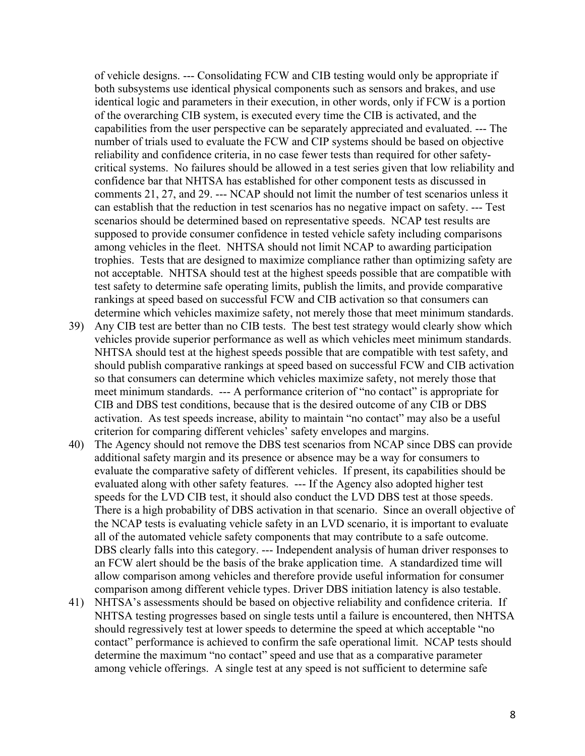of vehicle designs. --- Consolidating FCW and CIB testing would only be appropriate if both subsystems use identical physical components such as sensors and brakes, and use identical logic and parameters in their execution, in other words, only if FCW is a portion of the overarching CIB system, is executed every time the CIB is activated, and the capabilities from the user perspective can be separately appreciated and evaluated. --- The number of trials used to evaluate the FCW and CIP systems should be based on objective reliability and confidence criteria, in no case fewer tests than required for other safety-critical systems. No failures should be allowed in a test series given that low reliability and confidence bar that NHTSA has established for other component tests as discussed in comments 21, 27, and 29. --- NCAP should not limit the number of test scenarios unless it can establish that the reduction in test scenarios has no negative impact on safety. --- Test scenarios should be determined based on representative speeds. NCAP test results are supposed to provide consumer confidence in tested vehicle safety including comparisons among vehicles in the fleet. NHTSA should not limit NCAP to awarding participation trophies. Tests that are designed to maximize compliance rather than optimizing safety are not acceptable. NHTSA should test at the highest speeds possible that are compatible with test safety to determine safe operating limits, publish the limits, and provide comparative rankings at speed based on successful FCW and CIB activation so that consumers can determine which vehicles maximize safety, not merely those that meet minimum standards.

39) Any CIB test are better than no CIB tests. The best test strategy would clearly show which vehicles provide superior performance as well as which vehicles meet minimum standards. NHTSA should test at the highest speeds possible that are compatible with test safety, and should publish comparative rankings at speed based on successful FCW and CIB activation so that consumers can determine which vehicles maximize safety, not merely those that meet minimum standards. --- A performance criterion of "no contact" is appropriate for CIB and DBS test conditions, because that is the desired outcome of any CIB or DBS activation. As test speeds increase, ability to maintain "no contact" may also be a useful criterion for comparing different vehicles' safety envelopes and margins.

40) The Agency should not remove the DBS test scenarios from NCAP since DBS can provide additional safety margin and its presence or absence may be a way for consumers to evaluate the comparative safety of different vehicles. If present, its capabilities should be evaluated along with other safety features. --- If the Agency also adopted higher test speeds for the LVD CIB test, it should also conduct the LVD DBS test at those speeds. There is a high probability of DBS activation in that scenario. Since an overall objective of the NCAP tests is evaluating vehicle safety in an LVD scenario, it is important to evaluate all of the automated vehicle safety components that may contribute to a safe outcome. DBS clearly falls into this category. --- Independent analysis of human driver responses to an FCW alert should be the basis of the brake application time. A standardized time will allow comparison among vehicles and therefore provide useful information for consumer comparison among different vehicle types. Driver DBS initiation latency is also testable.

41) NHTSA's assessments should be based on objective reliability and confidence criteria. If NHTSA testing progresses based on single tests until a failure is encountered, then NHTSA should regressively test at lower speeds to determine the speed at which acceptable "no contact" performance is achieved to confirm the safe operational limit. NCAP tests should determine the maximum "no contact" speed and use that as a comparative parameter among vehicle offerings. A single test at any speed is not sufficient to determine safe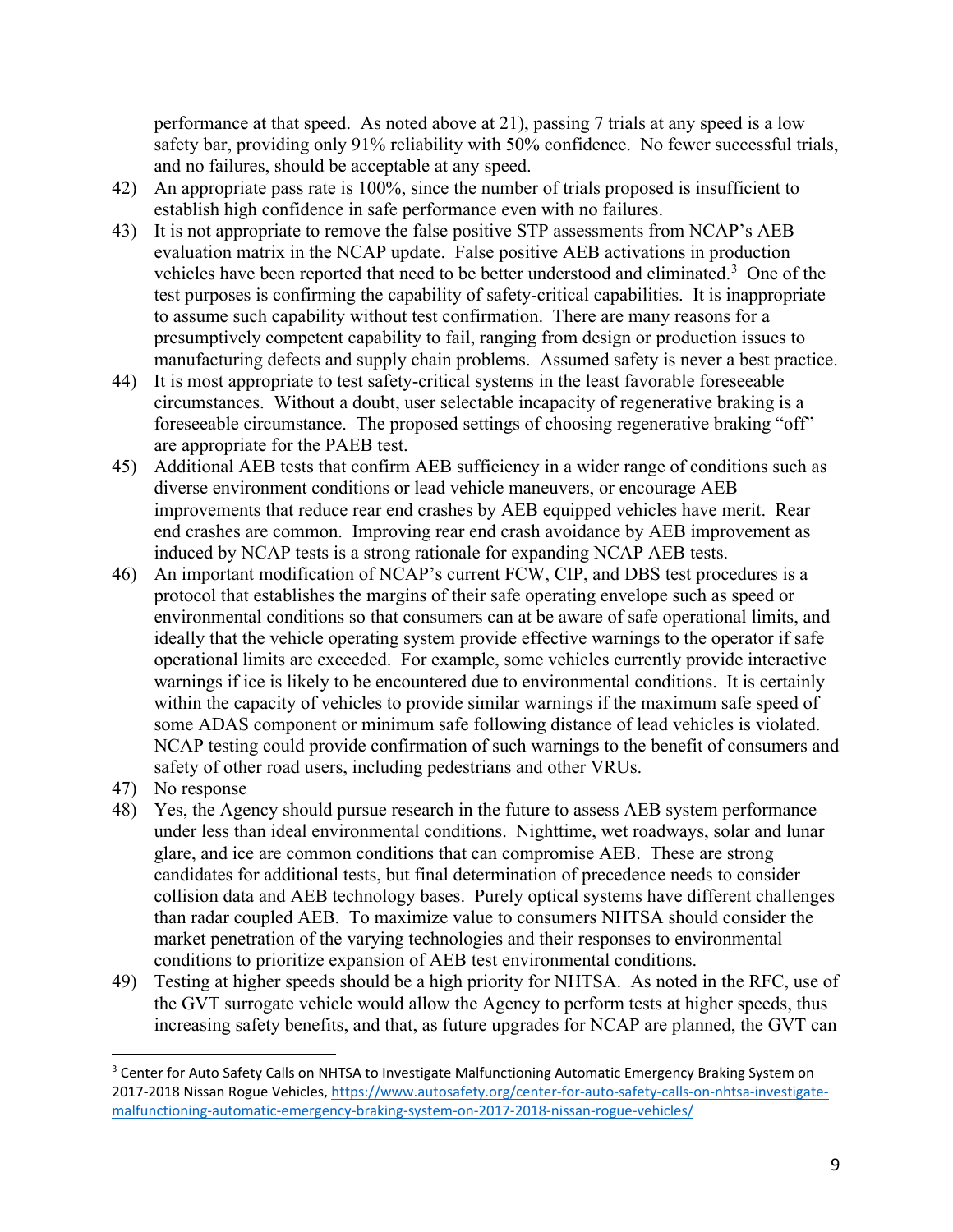performance at that speed. As noted above at 21), passing 7 trials at any speed is a low safety bar, providing only 91% reliability with 50% confidence. No fewer successful trials, and no failures, should be acceptable at any speed.

42) An appropriate pass rate is 100%, since the number of trials proposed is insufficient to establish high confidence in safe performance even with no failures.

43) It is not appropriate to remove the false positive STP assessments from NCAP's AEB evaluation matrix in the NCAP update. False positive AEB activations in production vehicles have been reported that need to be better understood and eliminated.[3] One of the test purposes is confirming the capability of safety-critical capabilities. It is inappropriate to assume such capability without test confirmation. There are many reasons for a presumptively competent capability to fail, ranging from design or production issues to manufacturing defects and supply chain problems. Assumed safety is never a best practice.

44) It is most appropriate to test safety-critical systems in the least favorable foreseeable circumstances. Without a doubt, user selectable incapacity of regenerative braking is a foreseeable circumstance. The proposed settings of choosing regenerative braking "off" are appropriate for the PAEB test.

45) Additional AEB tests that confirm AEB sufficiency in a wider range of conditions such as diverse environment conditions or lead vehicle maneuvers, or encourage AEB improvements that reduce rear end crashes by AEB equipped vehicles have merit. Rear end crashes are common. Improving rear end crash avoidance by AEB improvement as induced by NCAP tests is a strong rationale for expanding NCAP AEB tests.

46) An important modification of NCAP's current FCW, CIP, and DBS test procedures is a protocol that establishes the margins of their safe operating envelope such as speed or environmental conditions so that consumers can at be aware of safe operational limits, and ideally that the vehicle operating system provide effective warnings to the operator if safe operational limits are exceeded. For example, some vehicles currently provide interactive warnings if ice is likely to be encountered due to environmental conditions. It is certainly within the capacity of vehicles to provide similar warnings if the maximum safe speed of some ADAS component or minimum safe following distance of lead vehicles is violated. NCAP testing could provide confirmation of such warnings to the benefit of consumers and safety of other road users, including pedestrians and other VRUs.

47) No response

48) Yes, the Agency should pursue research in the future to assess AEB system performance under less than ideal environmental conditions. Nighttime, wet roadways, solar and lunar glare, and ice are common conditions that can compromise AEB. These are strong candidates for additional tests, but final determination of precedence needs to consider collision data and AEB technology bases. Purely optical systems have different challenges than radar coupled AEB. To maximize value to consumers NHTSA should consider the market penetration of the varying technologies and their responses to environmental conditions to prioritize expansion of AEB test environmental conditions.

49) Testing at higher speeds should be a high priority for NHTSA. As noted in the RFC, use of the GVT surrogate vehicle would allow the Agency to perform tests at higher speeds, thus increasing safety benefits, and that, as future upgrades for NCAP are planned, the GVT can

---

[3] Center for Auto Safety Calls on NHTSA to Investigate Malfunctioning Automatic Emergency Braking System on 2017-2018 Nissan Rogue Vehicles, https://www.autosafety.org/center-for-auto-safety-calls-on-nhtsa-investigate-malfunctioning-automatic-emergency-braking-system-on-2017-2018-nissan-rogue-vehicles/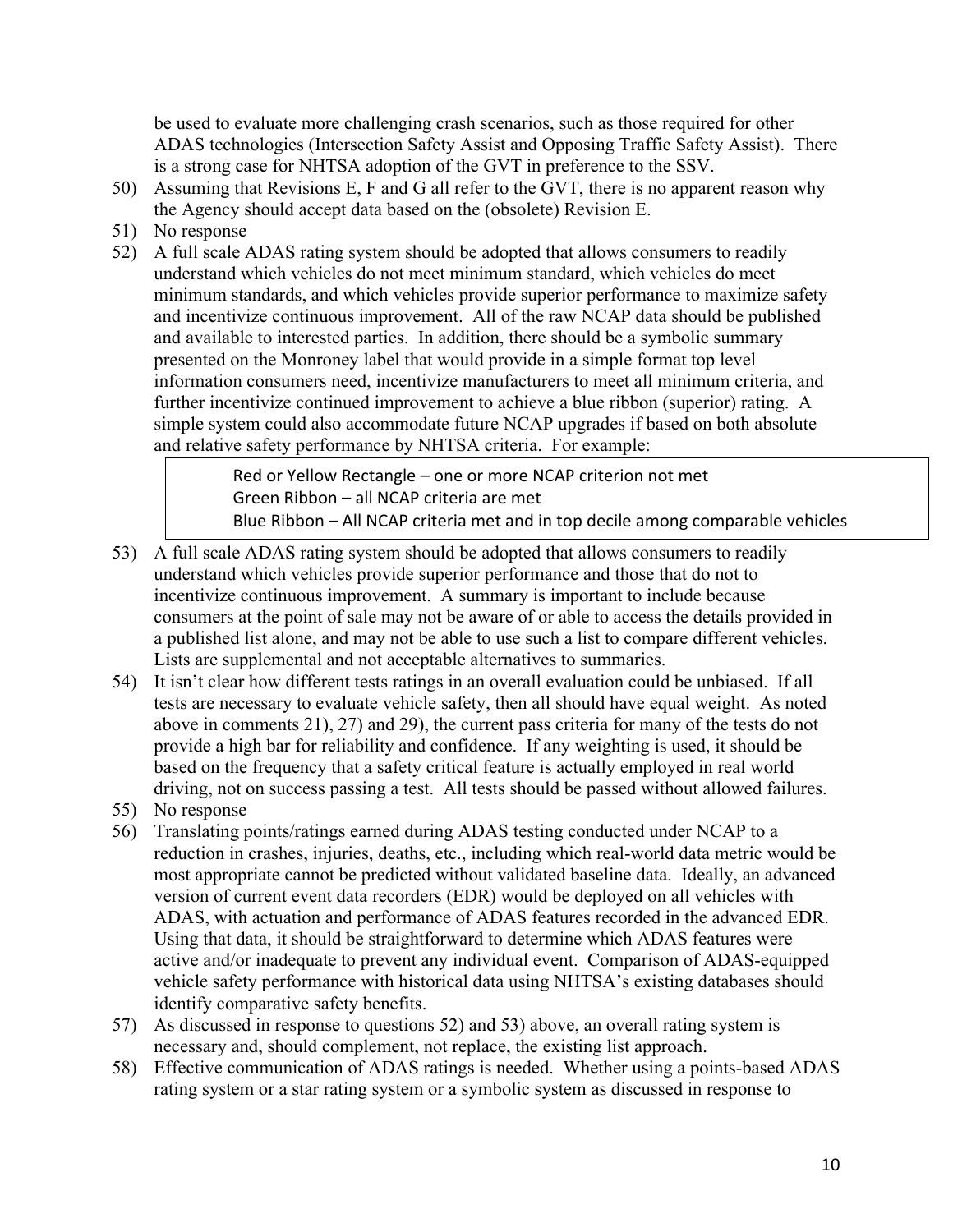be used to evaluate more challenging crash scenarios, such as those required for other ADAS technologies (Intersection Safety Assist and Opposing Traffic Safety Assist). There is a strong case for NHTSA adoption of the GVT in preference to the SSV.

50) Assuming that Revisions E, F and G all refer to the GVT, there is no apparent reason why the Agency should accept data based on the (obsolete) Revision E.
51) No response
52) A full scale ADAS rating system should be adopted that allows consumers to readily understand which vehicles do not meet minimum standard, which vehicles do meet minimum standards, and which vehicles provide superior performance to maximize safety and incentivize continuous improvement. All of the raw NCAP data should be published and available to interested parties. In addition, there should be a symbolic summary presented on the Monroney label that would provide in a simple format top level information consumers need, incentivize manufacturers to meet all minimum criteria, and further incentivize continued improvement to achieve a blue ribbon (superior) rating. A simple system could also accommodate future NCAP upgrades if based on both absolute and relative safety performance by NHTSA criteria. For example:

    Red or Yellow Rectangle – one or more NCAP criterion not met
    Green Ribbon – all NCAP criteria are met
    Blue Ribbon – All NCAP criteria met and in top decile among comparable vehicles

53) A full scale ADAS rating system should be adopted that allows consumers to readily understand which vehicles provide superior performance and those that do not to incentivize continuous improvement. A summary is important to include because consumers at the point of sale may not be aware of or able to access the details provided in a published list alone, and may not be able to use such a list to compare different vehicles. Lists are supplemental and not acceptable alternatives to summaries.
54) It isn't clear how different tests ratings in an overall evaluation could be unbiased. If all tests are necessary to evaluate vehicle safety, then all should have equal weight. As noted above in comments 21), 27) and 29), the current pass criteria for many of the tests do not provide a high bar for reliability and confidence. If any weighting is used, it should be based on the frequency that a safety critical feature is actually employed in real world driving, not on success passing a test. All tests should be passed without allowed failures.
55) No response
56) Translating points/ratings earned during ADAS testing conducted under NCAP to a reduction in crashes, injuries, deaths, etc., including which real-world data metric would be most appropriate cannot be predicted without validated baseline data. Ideally, an advanced version of current event data recorders (EDR) would be deployed on all vehicles with ADAS, with actuation and performance of ADAS features recorded in the advanced EDR. Using that data, it should be straightforward to determine which ADAS features were active and/or inadequate to prevent any individual event. Comparison of ADAS-equipped vehicle safety performance with historical data using NHTSA's existing databases should identify comparative safety benefits.
57) As discussed in response to questions 52) and 53) above, an overall rating system is necessary and, should complement, not replace, the existing list approach.
58) Effective communication of ADAS ratings is needed. Whether using a points-based ADAS rating system or a star rating system or a symbolic system as discussed in response to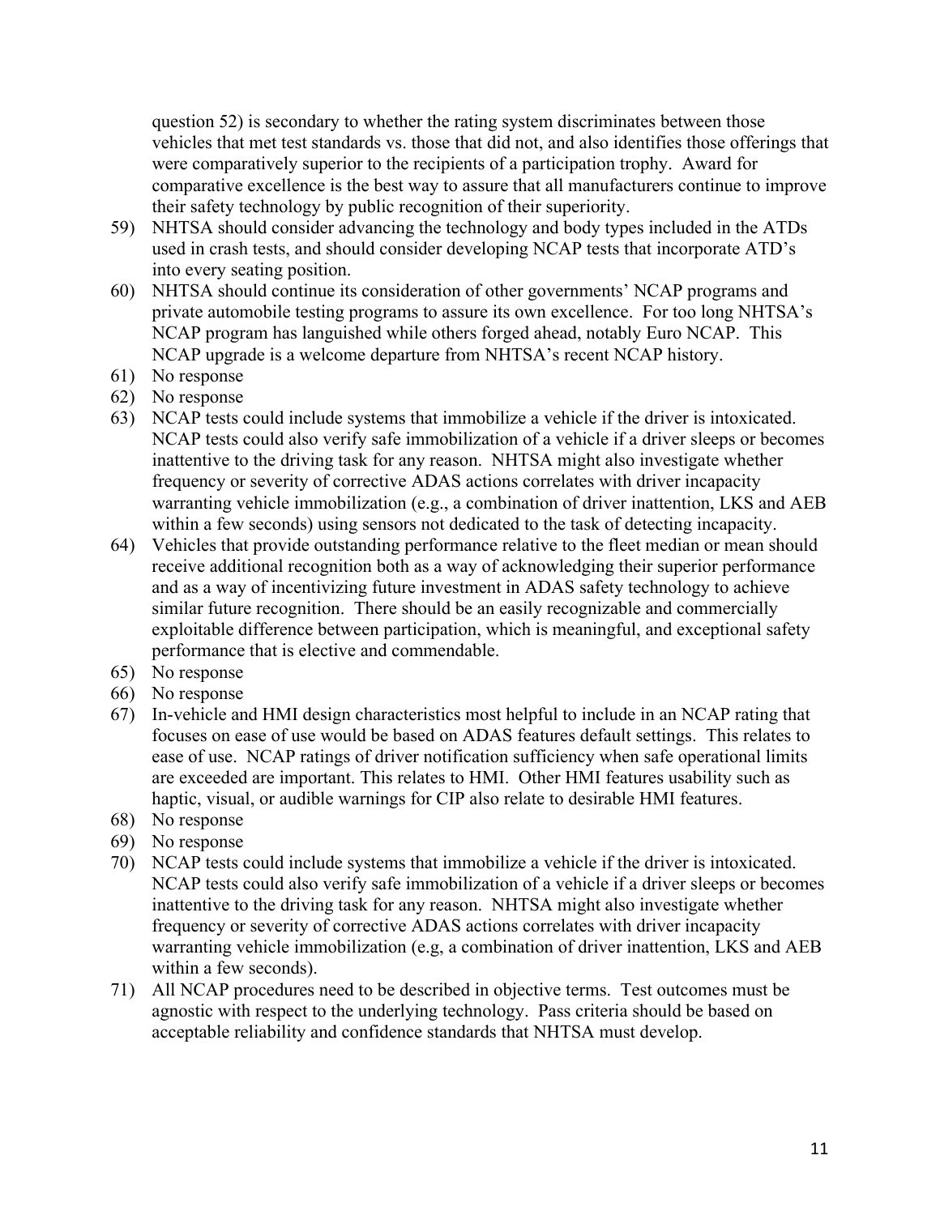question 52) is secondary to whether the rating system discriminates between those vehicles that met test standards vs. those that did not, and also identifies those offerings that were comparatively superior to the recipients of a participation trophy. Award for comparative excellence is the best way to assure that all manufacturers continue to improve their safety technology by public recognition of their superiority.

59) NHTSA should consider advancing the technology and body types included in the ATDs used in crash tests, and should consider developing NCAP tests that incorporate ATD's into every seating position.
60) NHTSA should continue its consideration of other governments' NCAP programs and private automobile testing programs to assure its own excellence. For too long NHTSA's NCAP program has languished while others forged ahead, notably Euro NCAP. This NCAP upgrade is a welcome departure from NHTSA's recent NCAP history.
61) No response
62) No response
63) NCAP tests could include systems that immobilize a vehicle if the driver is intoxicated. NCAP tests could also verify safe immobilization of a vehicle if a driver sleeps or becomes inattentive to the driving task for any reason. NHTSA might also investigate whether frequency or severity of corrective ADAS actions correlates with driver incapacity warranting vehicle immobilization (e.g., a combination of driver inattention, LKS and AEB within a few seconds) using sensors not dedicated to the task of detecting incapacity.
64) Vehicles that provide outstanding performance relative to the fleet median or mean should receive additional recognition both as a way of acknowledging their superior performance and as a way of incentivizing future investment in ADAS safety technology to achieve similar future recognition. There should be an easily recognizable and commercially exploitable difference between participation, which is meaningful, and exceptional safety performance that is elective and commendable.
65) No response
66) No response
67) In-vehicle and HMI design characteristics most helpful to include in an NCAP rating that focuses on ease of use would be based on ADAS features default settings. This relates to ease of use. NCAP ratings of driver notification sufficiency when safe operational limits are exceeded are important. This relates to HMI. Other HMI features usability such as haptic, visual, or audible warnings for CIP also relate to desirable HMI features.
68) No response
69) No response
70) NCAP tests could include systems that immobilize a vehicle if the driver is intoxicated. NCAP tests could also verify safe immobilization of a vehicle if a driver sleeps or becomes inattentive to the driving task for any reason. NHTSA might also investigate whether frequency or severity of corrective ADAS actions correlates with driver incapacity warranting vehicle immobilization (e.g, a combination of driver inattention, LKS and AEB within a few seconds).
71) All NCAP procedures need to be described in objective terms. Test outcomes must be agnostic with respect to the underlying technology. Pass criteria should be based on acceptable reliability and confidence standards that NHTSA must develop.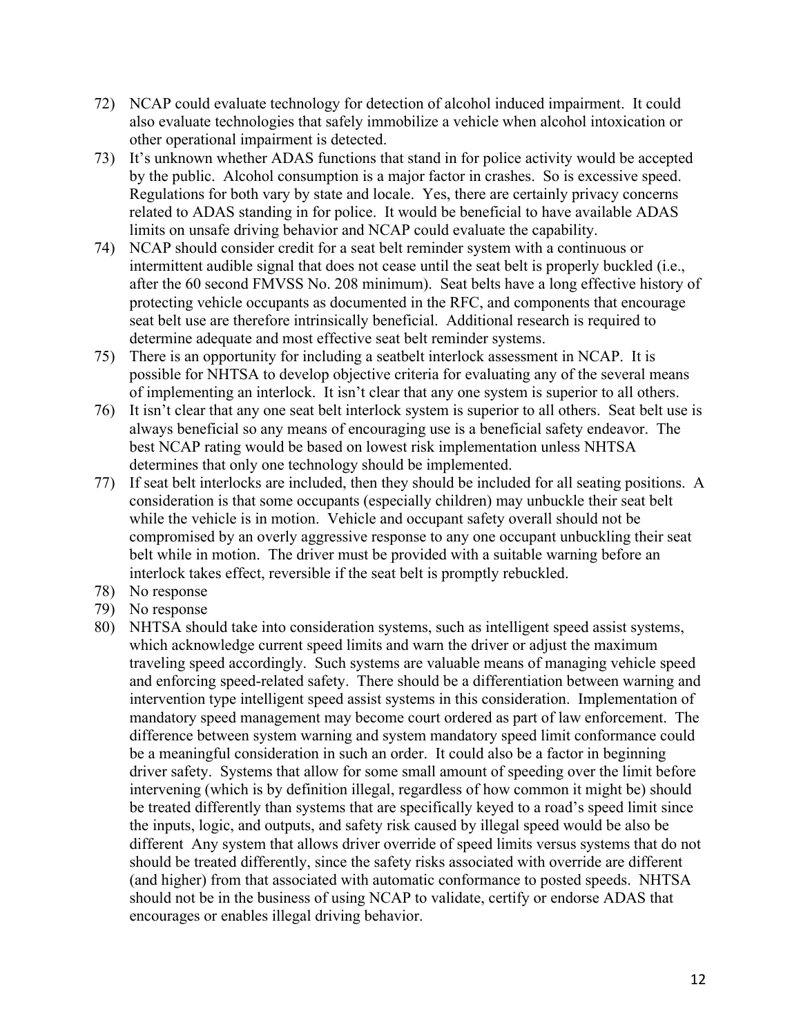72) NCAP could evaluate technology for detection of alcohol induced impairment. It could also evaluate technologies that safely immobilize a vehicle when alcohol intoxication or other operational impairment is detected.
73) It's unknown whether ADAS functions that stand in for police activity would be accepted by the public. Alcohol consumption is a major factor in crashes. So is excessive speed. Regulations for both vary by state and locale. Yes, there are certainly privacy concerns related to ADAS standing in for police. It would be beneficial to have available ADAS limits on unsafe driving behavior and NCAP could evaluate the capability.
74) NCAP should consider credit for a seat belt reminder system with a continuous or intermittent audible signal that does not cease until the seat belt is properly buckled (i.e., after the 60 second FMVSS No. 208 minimum). Seat belts have a long effective history of protecting vehicle occupants as documented in the RFC, and components that encourage seat belt use are therefore intrinsically beneficial. Additional research is required to determine adequate and most effective seat belt reminder systems.
75) There is an opportunity for including a seatbelt interlock assessment in NCAP. It is possible for NHTSA to develop objective criteria for evaluating any of the several means of implementing an interlock. It isn't clear that any one system is superior to all others.
76) It isn't clear that any one seat belt interlock system is superior to all others. Seat belt use is always beneficial so any means of encouraging use is a beneficial safety endeavor. The best NCAP rating would be based on lowest risk implementation unless NHTSA determines that only one technology should be implemented.
77) If seat belt interlocks are included, then they should be included for all seating positions. A consideration is that some occupants (especially children) may unbuckle their seat belt while the vehicle is in motion. Vehicle and occupant safety overall should not be compromised by an overly aggressive response to any one occupant unbuckling their seat belt while in motion. The driver must be provided with a suitable warning before an interlock takes effect, reversible if the seat belt is promptly rebuckled.
78) No response
79) No response
80) NHTSA should take into consideration systems, such as intelligent speed assist systems, which acknowledge current speed limits and warn the driver or adjust the maximum traveling speed accordingly. Such systems are valuable means of managing vehicle speed and enforcing speed-related safety. There should be a differentiation between warning and intervention type intelligent speed assist systems in this consideration. Implementation of mandatory speed management may become court ordered as part of law enforcement. The difference between system warning and system mandatory speed limit conformance could be a meaningful consideration in such an order. It could also be a factor in beginning driver safety. Systems that allow for some small amount of speeding over the limit before intervening (which is by definition illegal, regardless of how common it might be) should be treated differently than systems that are specifically keyed to a road's speed limit since the inputs, logic, and outputs, and safety risk caused by illegal speed would be also be different Any system that allows driver override of speed limits versus systems that do not should be treated differently, since the safety risks associated with override are different (and higher) from that associated with automatic conformance to posted speeds. NHTSA should not be in the business of using NCAP to validate, certify or endorse ADAS that encourages or enables illegal driving behavior.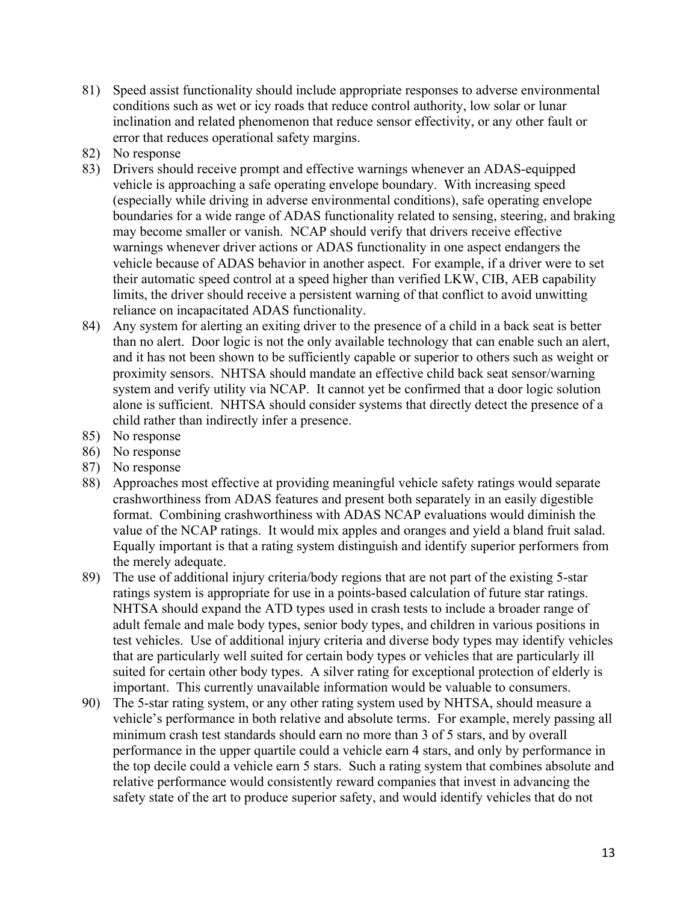81) Speed assist functionality should include appropriate responses to adverse environmental conditions such as wet or icy roads that reduce control authority, low solar or lunar inclination and related phenomenon that reduce sensor effectivity, or any other fault or error that reduces operational safety margins.
82) No response
83) Drivers should receive prompt and effective warnings whenever an ADAS-equipped vehicle is approaching a safe operating envelope boundary. With increasing speed (especially while driving in adverse environmental conditions), safe operating envelope boundaries for a wide range of ADAS functionality related to sensing, steering, and braking may become smaller or vanish. NCAP should verify that drivers receive effective warnings whenever driver actions or ADAS functionality in one aspect endangers the vehicle because of ADAS behavior in another aspect. For example, if a driver were to set their automatic speed control at a speed higher than verified LKW, CIB, AEB capability limits, the driver should receive a persistent warning of that conflict to avoid unwitting reliance on incapacitated ADAS functionality.
84) Any system for alerting an exiting driver to the presence of a child in a back seat is better than no alert. Door logic is not the only available technology that can enable such an alert, and it has not been shown to be sufficiently capable or superior to others such as weight or proximity sensors. NHTSA should mandate an effective child back seat sensor/warning system and verify utility via NCAP. It cannot yet be confirmed that a door logic solution alone is sufficient. NHTSA should consider systems that directly detect the presence of a child rather than indirectly infer a presence.
85) No response
86) No response
87) No response
88) Approaches most effective at providing meaningful vehicle safety ratings would separate crashworthiness from ADAS features and present both separately in an easily digestible format. Combining crashworthiness with ADAS NCAP evaluations would diminish the value of the NCAP ratings. It would mix apples and oranges and yield a bland fruit salad. Equally important is that a rating system distinguish and identify superior performers from the merely adequate.
89) The use of additional injury criteria/body regions that are not part of the existing 5-star ratings system is appropriate for use in a points-based calculation of future star ratings. NHTSA should expand the ATD types used in crash tests to include a broader range of adult female and male body types, senior body types, and children in various positions in test vehicles. Use of additional injury criteria and diverse body types may identify vehicles that are particularly well suited for certain body types or vehicles that are particularly ill suited for certain other body types. A silver rating for exceptional protection of elderly is important. This currently unavailable information would be valuable to consumers.
90) The 5-star rating system, or any other rating system used by NHTSA, should measure a vehicle's performance in both relative and absolute terms. For example, merely passing all minimum crash test standards should earn no more than 3 of 5 stars, and by overall performance in the upper quartile could a vehicle earn 4 stars, and only by performance in the top decile could a vehicle earn 5 stars. Such a rating system that combines absolute and relative performance would consistently reward companies that invest in advancing the safety state of the art to produce superior safety, and would identify vehicles that do not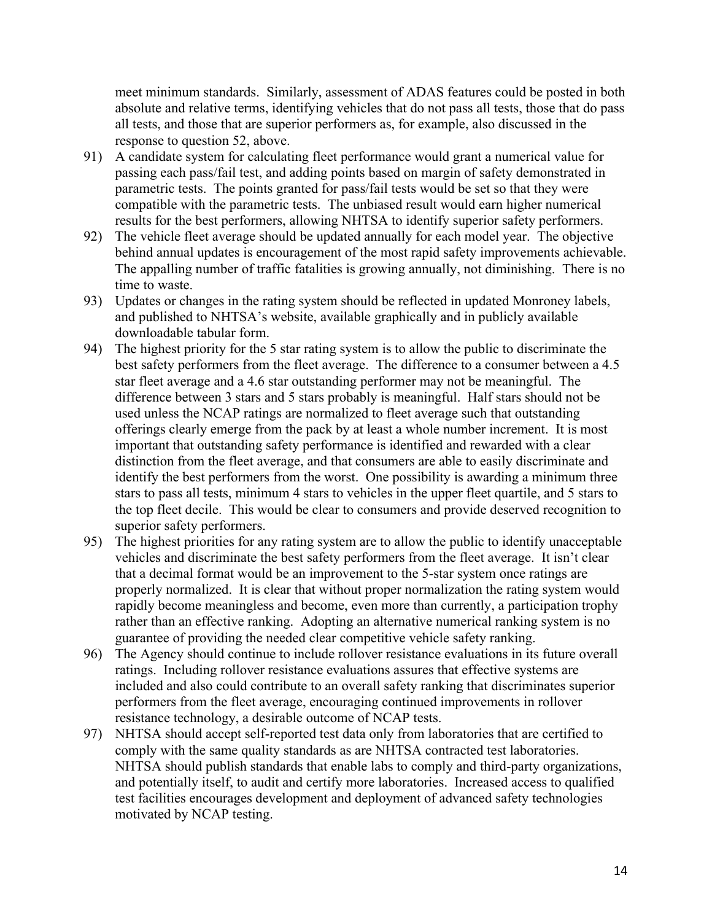meet minimum standards. Similarly, assessment of ADAS features could be posted in both absolute and relative terms, identifying vehicles that do not pass all tests, those that do pass all tests, and those that are superior performers as, for example, also discussed in the response to question 52, above.

91) A candidate system for calculating fleet performance would grant a numerical value for passing each pass/fail test, and adding points based on margin of safety demonstrated in parametric tests. The points granted for pass/fail tests would be set so that they were compatible with the parametric tests. The unbiased result would earn higher numerical results for the best performers, allowing NHTSA to identify superior safety performers.

92) The vehicle fleet average should be updated annually for each model year. The objective behind annual updates is encouragement of the most rapid safety improvements achievable. The appalling number of traffic fatalities is growing annually, not diminishing. There is no time to waste.

93) Updates or changes in the rating system should be reflected in updated Monroney labels, and published to NHTSA's website, available graphically and in publicly available downloadable tabular form.

94) The highest priority for the 5 star rating system is to allow the public to discriminate the best safety performers from the fleet average. The difference to a consumer between a 4.5 star fleet average and a 4.6 star outstanding performer may not be meaningful. The difference between 3 stars and 5 stars probably is meaningful. Half stars should not be used unless the NCAP ratings are normalized to fleet average such that outstanding offerings clearly emerge from the pack by at least a whole number increment. It is most important that outstanding safety performance is identified and rewarded with a clear distinction from the fleet average, and that consumers are able to easily discriminate and identify the best performers from the worst. One possibility is awarding a minimum three stars to pass all tests, minimum 4 stars to vehicles in the upper fleet quartile, and 5 stars to the top fleet decile. This would be clear to consumers and provide deserved recognition to superior safety performers.

95) The highest priorities for any rating system are to allow the public to identify unacceptable vehicles and discriminate the best safety performers from the fleet average. It isn't clear that a decimal format would be an improvement to the 5-star system once ratings are properly normalized. It is clear that without proper normalization the rating system would rapidly become meaningless and become, even more than currently, a participation trophy rather than an effective ranking. Adopting an alternative numerical ranking system is no guarantee of providing the needed clear competitive vehicle safety ranking.

96) The Agency should continue to include rollover resistance evaluations in its future overall ratings. Including rollover resistance evaluations assures that effective systems are included and also could contribute to an overall safety ranking that discriminates superior performers from the fleet average, encouraging continued improvements in rollover resistance technology, a desirable outcome of NCAP tests.

97) NHTSA should accept self-reported test data only from laboratories that are certified to comply with the same quality standards as are NHTSA contracted test laboratories. NHTSA should publish standards that enable labs to comply and third-party organizations, and potentially itself, to audit and certify more laboratories. Increased access to qualified test facilities encourages development and deployment of advanced safety technologies motivated by NCAP testing.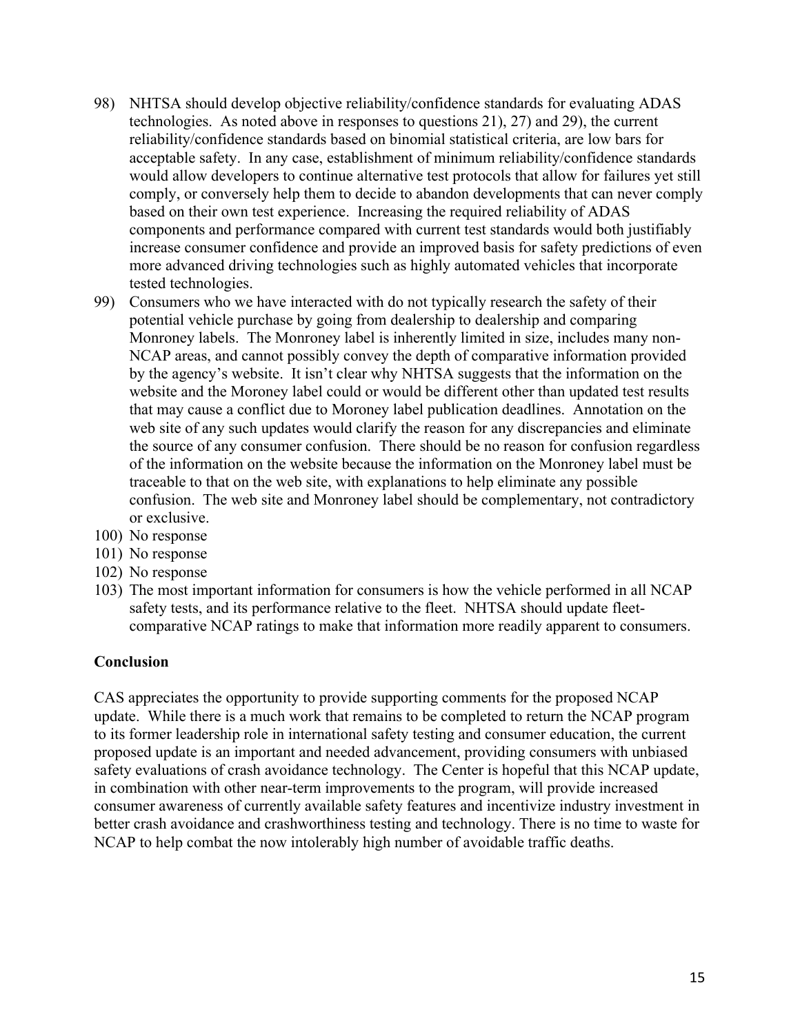98) NHTSA should develop objective reliability/confidence standards for evaluating ADAS technologies. As noted above in responses to questions 21), 27) and 29), the current reliability/confidence standards based on binomial statistical criteria, are low bars for acceptable safety. In any case, establishment of minimum reliability/confidence standards would allow developers to continue alternative test protocols that allow for failures yet still comply, or conversely help them to decide to abandon developments that can never comply based on their own test experience. Increasing the required reliability of ADAS components and performance compared with current test standards would both justifiably increase consumer confidence and provide an improved basis for safety predictions of even more advanced driving technologies such as highly automated vehicles that incorporate tested technologies.

99) Consumers who we have interacted with do not typically research the safety of their potential vehicle purchase by going from dealership to dealership and comparing Monroney labels. The Monroney label is inherently limited in size, includes many non-NCAP areas, and cannot possibly convey the depth of comparative information provided by the agency's website. It isn't clear why NHTSA suggests that the information on the website and the Moroney label could or would be different other than updated test results that may cause a conflict due to Moroney label publication deadlines. Annotation on the web site of any such updates would clarify the reason for any discrepancies and eliminate the source of any consumer confusion. There should be no reason for confusion regardless of the information on the website because the information on the Monroney label must be traceable to that on the web site, with explanations to help eliminate any possible confusion. The web site and Monroney label should be complementary, not contradictory or exclusive.

100) No response

101) No response

102) No response

103) The most important information for consumers is how the vehicle performed in all NCAP safety tests, and its performance relative to the fleet. NHTSA should update fleet-comparative NCAP ratings to make that information more readily apparent to consumers.

**Conclusion**

CAS appreciates the opportunity to provide supporting comments for the proposed NCAP update. While there is a much work that remains to be completed to return the NCAP program to its former leadership role in international safety testing and consumer education, the current proposed update is an important and needed advancement, providing consumers with unbiased safety evaluations of crash avoidance technology. The Center is hopeful that this NCAP update, in combination with other near-term improvements to the program, will provide increased consumer awareness of currently available safety features and incentivize industry investment in better crash avoidance and crashworthiness testing and technology. There is no time to waste for NCAP to help combat the now intolerably high number of avoidable traffic deaths.